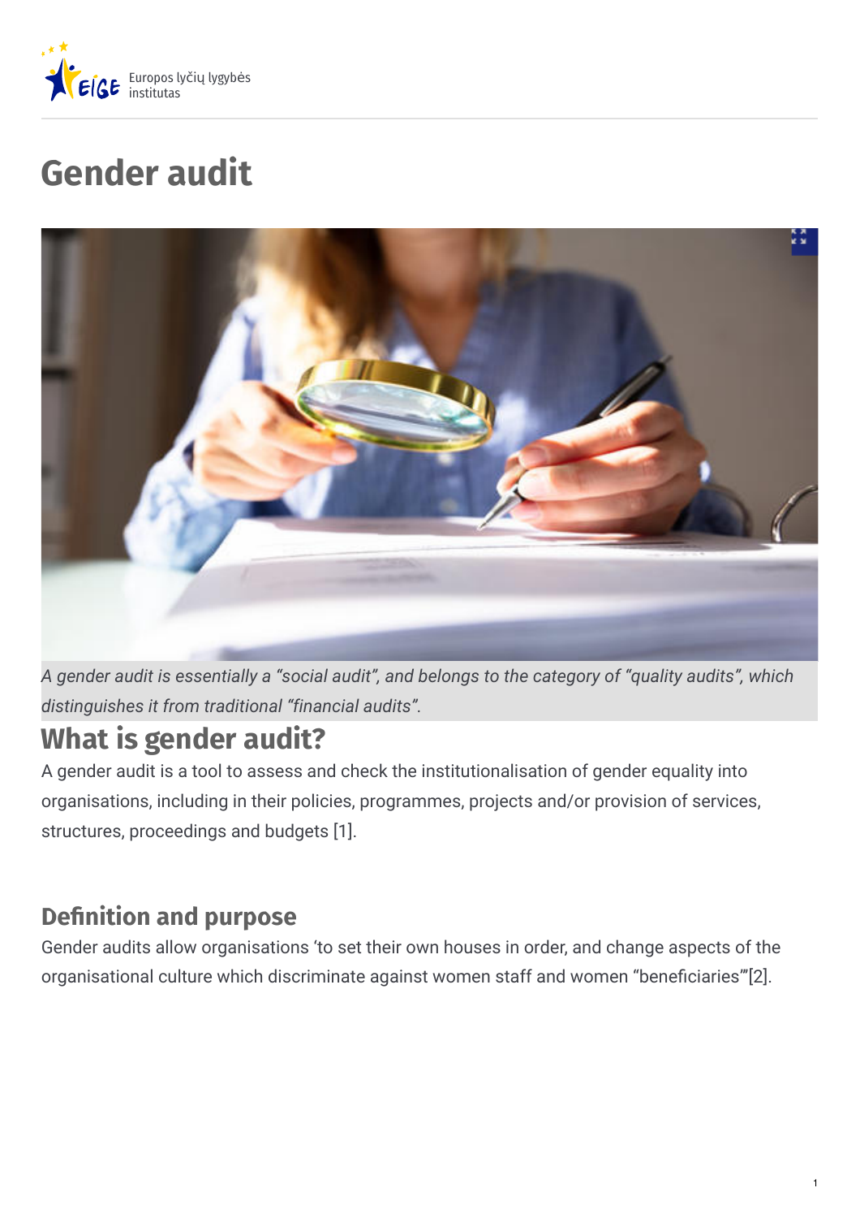# Gender audit

*A gender audit is essentially a “social audit”, and belongs to the category of “quality audits”, which distinguishes it from traditional “financial audits”.*

## What is gender audit?

A gender audit is a tool to assess and check the institutionalisation of gender equality into organisations, including in their policies, programmes, projects and/or provision of services, structures, proceedings and budgets [1].

### Definition and purpose

Gender audits allow organisations ‘to set their own houses in order, and change aspects of the organisational culture which discriminate against women staff and women “beneficiaries”’[2].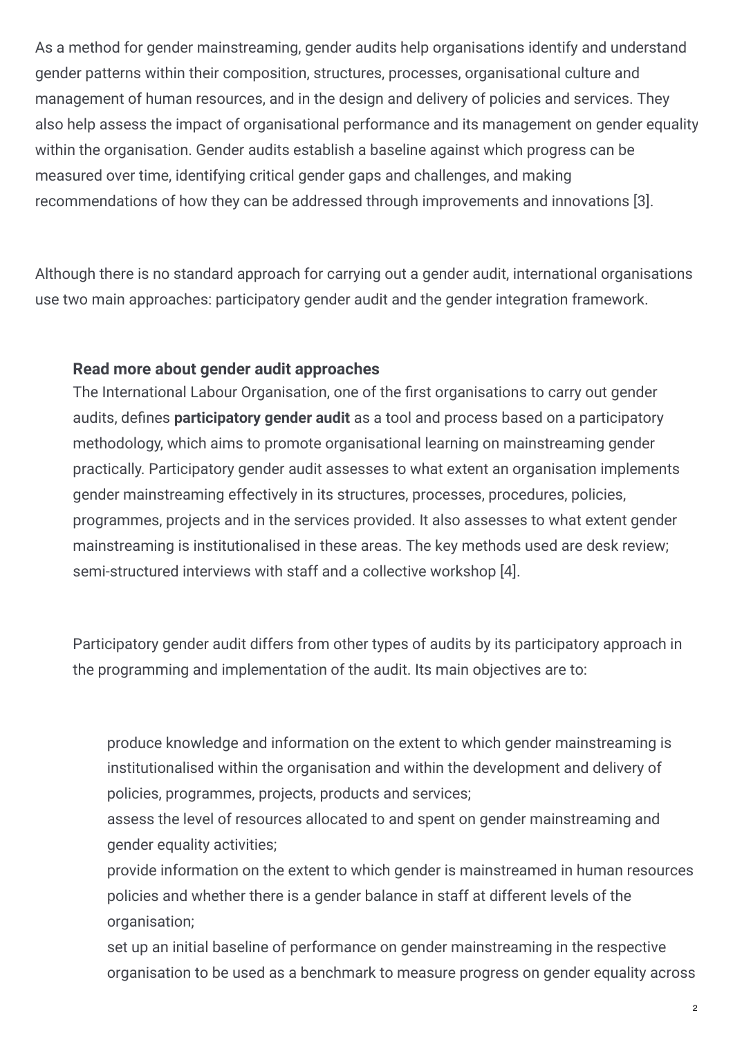As a method for gender mainstreaming, gender audits help organisations identify and understand gender patterns within their composition, structures, processes, organisational culture and management of human resources, and in the design and delivery of policies and services. They also help assess the impact of organisational performance and its management on gender equality within the organisation. Gender audits establish a baseline against which progress can be measured over time, identifying critical gender gaps and challenges, and making recommendations of how they can be addressed through improvements and innovations [3].

Although there is no standard approach for carrying out a gender audit, international organisations use two main approaches: participatory gender audit and the gender integration framework.

> **Read more about gender audit approaches**
> The International Labour Organisation, one of the first organisations to carry out gender audits, defines **participatory gender audit** as a tool and process based on a participatory methodology, which aims to promote organisational learning on mainstreaming gender practically. Participatory gender audit assesses to what extent an organisation implements gender mainstreaming effectively in its structures, processes, procedures, policies, programmes, projects and in the services provided. It also assesses to what extent gender mainstreaming is institutionalised in these areas. The key methods used are desk review; semi-structured interviews with staff and a collective workshop [4].
>
> Participatory gender audit differs from other types of audits by its participatory approach in the programming and implementation of the audit. Its main objectives are to:
>
> - produce knowledge and information on the extent to which gender mainstreaming is institutionalised within the organisation and within the development and delivery of policies, programmes, projects, products and services;
> - assess the level of resources allocated to and spent on gender mainstreaming and gender equality activities;
> - provide information on the extent to which gender is mainstreamed in human resources policies and whether there is a gender balance in staff at different levels of the organisation;
> - set up an initial baseline of performance on gender mainstreaming in the respective organisation to be used as a benchmark to measure progress on gender equality across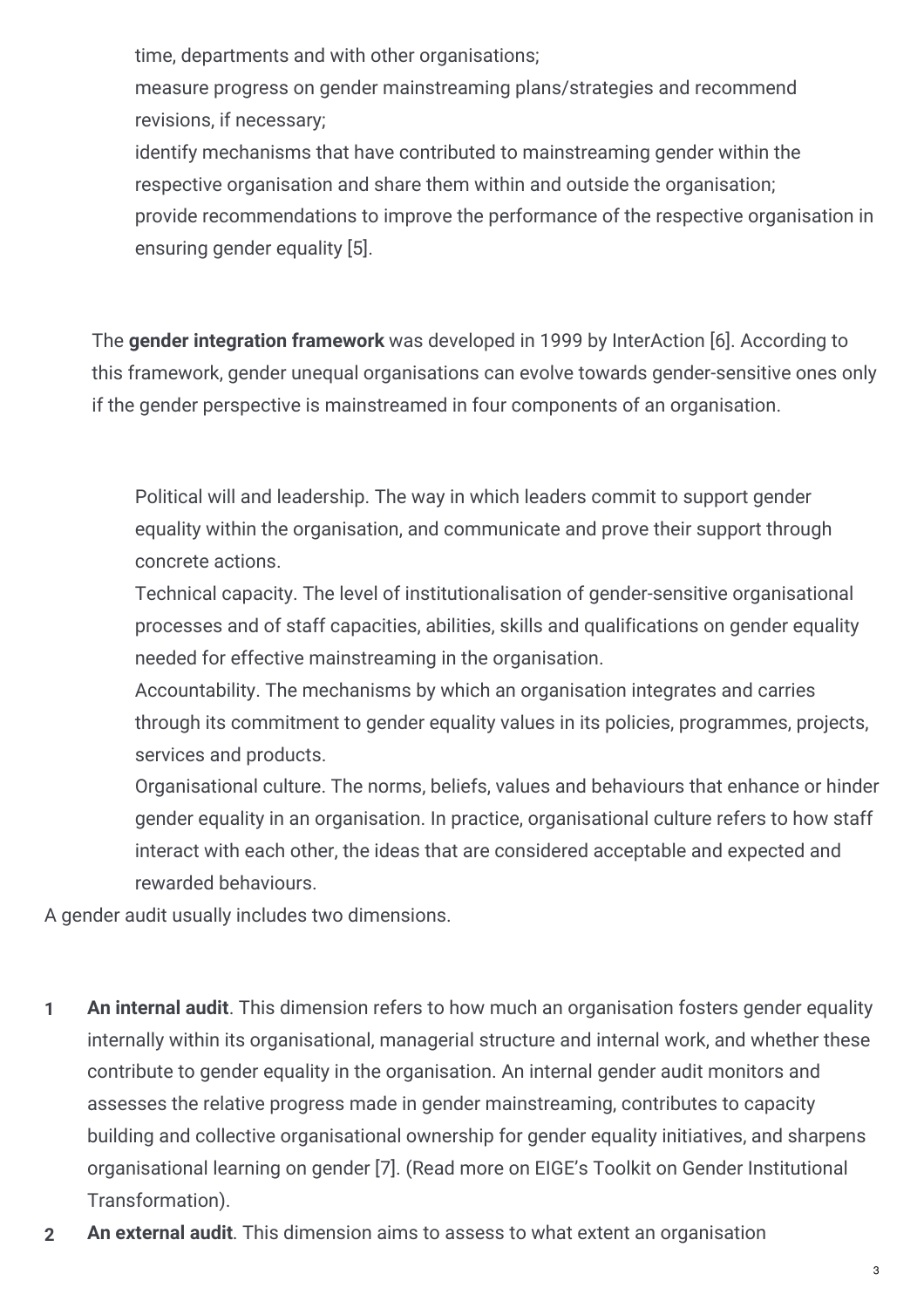- time, departments and with other organisations;
- measure progress on gender mainstreaming plans/strategies and recommend revisions, if necessary;
- identify mechanisms that have contributed to mainstreaming gender within the respective organisation and share them within and outside the organisation;
- provide recommendations to improve the performance of the respective organisation in ensuring gender equality [5].

The **gender integration framework** was developed in 1999 by InterAction [6]. According to this framework, gender unequal organisations can evolve towards gender-sensitive ones only if the gender perspective is mainstreamed in four components of an organisation.

- Political will and leadership. The way in which leaders commit to support gender equality within the organisation, and communicate and prove their support through concrete actions.
- Technical capacity. The level of institutionalisation of gender-sensitive organisational processes and of staff capacities, abilities, skills and qualifications on gender equality needed for effective mainstreaming in the organisation.
- Accountability. The mechanisms by which an organisation integrates and carries through its commitment to gender equality values in its policies, programmes, projects, services and products.
- Organisational culture. The norms, beliefs, values and behaviours that enhance or hinder gender equality in an organisation. In practice, organisational culture refers to how staff interact with each other, the ideas that are considered acceptable and expected and rewarded behaviours.

A gender audit usually includes two dimensions.

1. **An internal audit**. This dimension refers to how much an organisation fosters gender equality internally within its organisational, managerial structure and internal work, and whether these contribute to gender equality in the organisation. An internal gender audit monitors and assesses the relative progress made in gender mainstreaming, contributes to capacity building and collective organisational ownership for gender equality initiatives, and sharpens organisational learning on gender [7]. (Read more on EIGE's Toolkit on Gender Institutional Transformation).
2. **An external audit**. This dimension aims to assess to what extent an organisation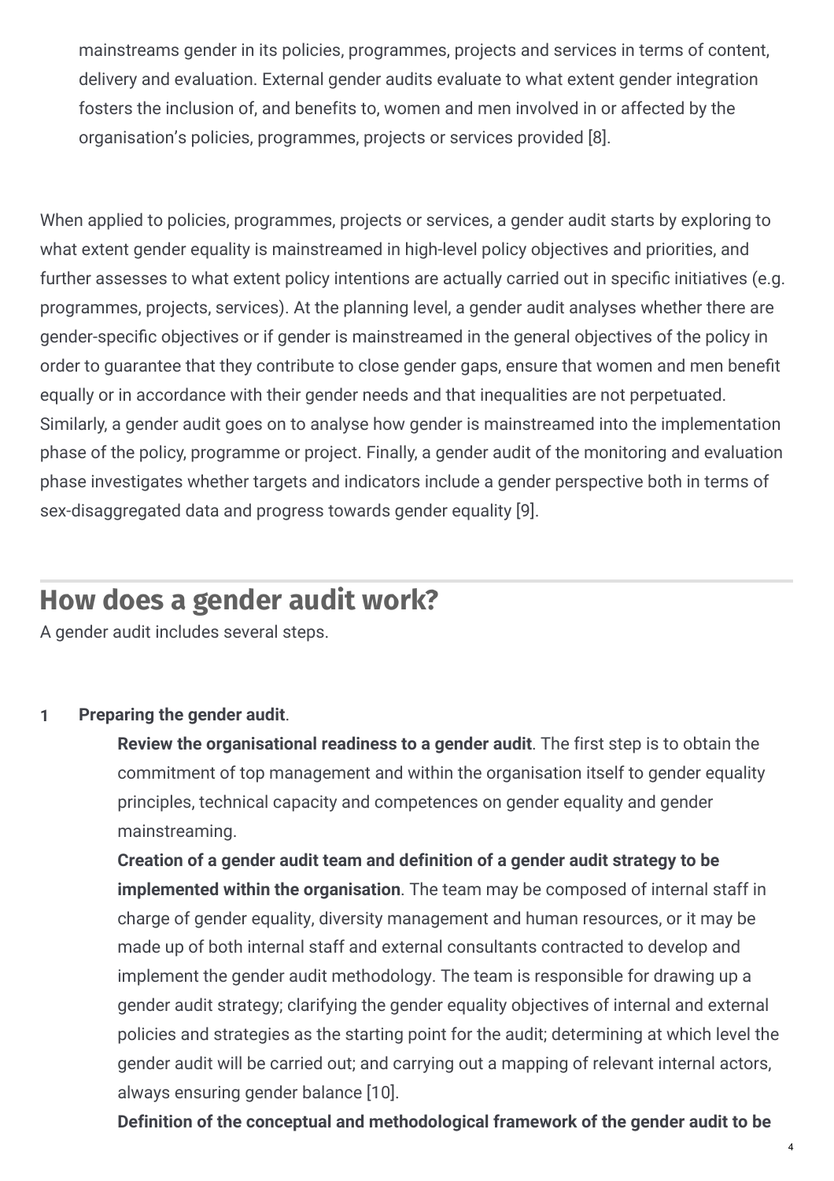mainstreams gender in its policies, programmes, projects and services in terms of content, delivery and evaluation. External gender audits evaluate to what extent gender integration fosters the inclusion of, and benefits to, women and men involved in or affected by the organisation's policies, programmes, projects or services provided [8].

When applied to policies, programmes, projects or services, a gender audit starts by exploring to what extent gender equality is mainstreamed in high-level policy objectives and priorities, and further assesses to what extent policy intentions are actually carried out in specific initiatives (e.g. programmes, projects, services). At the planning level, a gender audit analyses whether there are gender-specific objectives or if gender is mainstreamed in the general objectives of the policy in order to guarantee that they contribute to close gender gaps, ensure that women and men benefit equally or in accordance with their gender needs and that inequalities are not perpetuated. Similarly, a gender audit goes on to analyse how gender is mainstreamed into the implementation phase of the policy, programme or project. Finally, a gender audit of the monitoring and evaluation phase investigates whether targets and indicators include a gender perspective both in terms of sex-disaggregated data and progress towards gender equality [9].

## How does a gender audit work?

A gender audit includes several steps.

1. **Preparing the gender audit**.

   **Review the organisational readiness to a gender audit**. The first step is to obtain the commitment of top management and within the organisation itself to gender equality principles, technical capacity and competences on gender equality and gender mainstreaming.

   **Creation of a gender audit team and definition of a gender audit strategy to be implemented within the organisation**. The team may be composed of internal staff in charge of gender equality, diversity management and human resources, or it may be made up of both internal staff and external consultants contracted to develop and implement the gender audit methodology. The team is responsible for drawing up a gender audit strategy; clarifying the gender equality objectives of internal and external policies and strategies as the starting point for the audit; determining at which level the gender audit will be carried out; and carrying out a mapping of relevant internal actors, always ensuring gender balance [10].

   **Definition of the conceptual and methodological framework of the gender audit to be**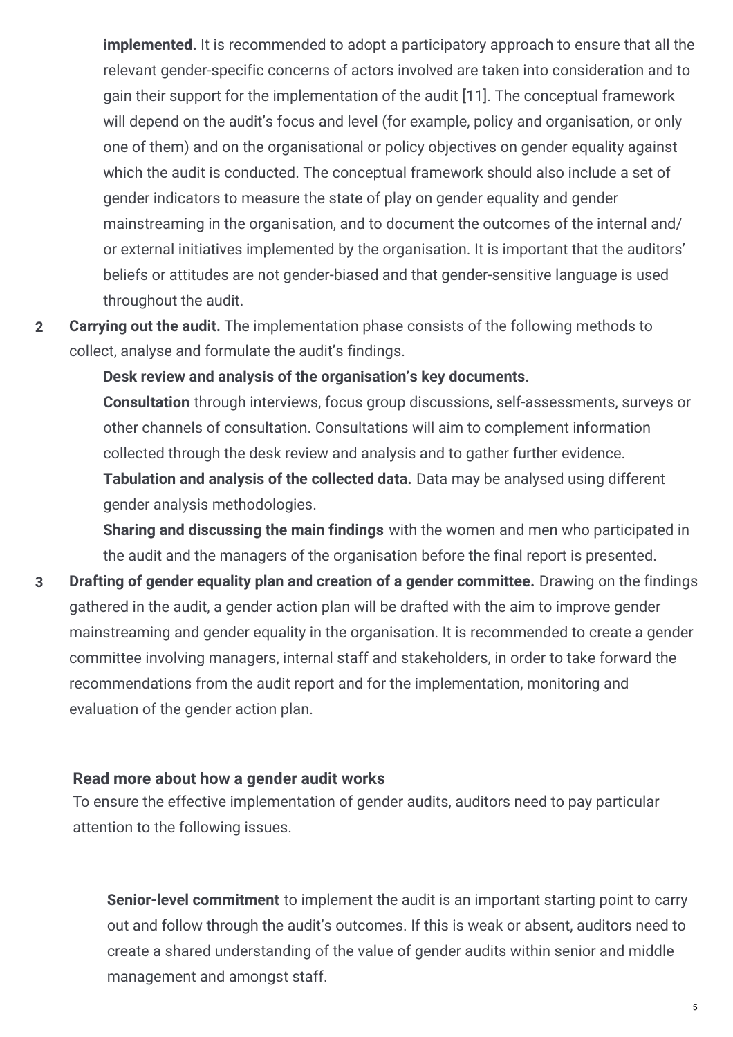**implemented.** It is recommended to adopt a participatory approach to ensure that all the relevant gender-specific concerns of actors involved are taken into consideration and to gain their support for the implementation of the audit [11]. The conceptual framework will depend on the audit's focus and level (for example, policy and organisation, or only one of them) and on the organisational or policy objectives on gender equality against which the audit is conducted. The conceptual framework should also include a set of gender indicators to measure the state of play on gender equality and gender mainstreaming in the organisation, and to document the outcomes of the internal and/or external initiatives implemented by the organisation. It is important that the auditors' beliefs or attitudes are not gender-biased and that gender-sensitive language is used throughout the audit.

2. **Carrying out the audit.** The implementation phase consists of the following methods to collect, analyse and formulate the audit's findings.

   **Desk review and analysis of the organisation's key documents.**

   **Consultation** through interviews, focus group discussions, self-assessments, surveys or other channels of consultation. Consultations will aim to complement information collected through the desk review and analysis and to gather further evidence.

   **Tabulation and analysis of the collected data.** Data may be analysed using different gender analysis methodologies.

   **Sharing and discussing the main findings** with the women and men who participated in the audit and the managers of the organisation before the final report is presented.

3. **Drafting of gender equality plan and creation of a gender committee.** Drawing on the findings gathered in the audit, a gender action plan will be drafted with the aim to improve gender mainstreaming and gender equality in the organisation. It is recommended to create a gender committee involving managers, internal staff and stakeholders, in order to take forward the recommendations from the audit report and for the implementation, monitoring and evaluation of the gender action plan.

### Read more about how a gender audit works

To ensure the effective implementation of gender audits, auditors need to pay particular attention to the following issues.

**Senior-level commitment** to implement the audit is an important starting point to carry out and follow through the audit's outcomes. If this is weak or absent, auditors need to create a shared understanding of the value of gender audits within senior and middle management and amongst staff.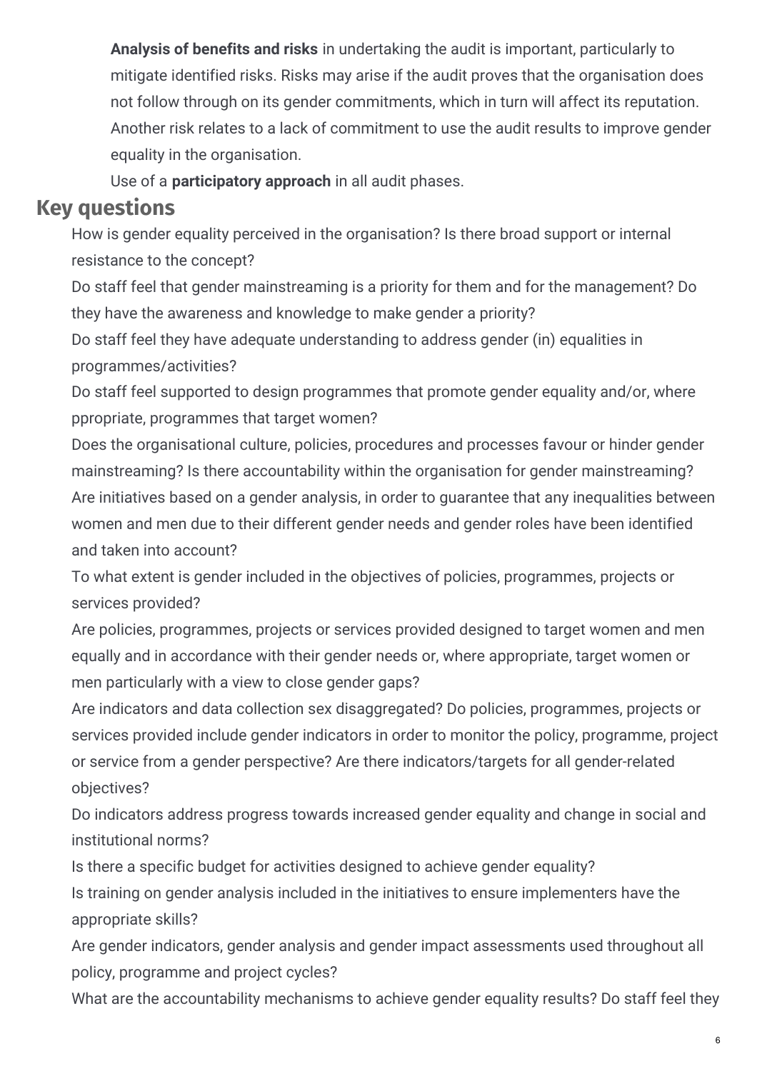**Analysis of benefits and risks** in undertaking the audit is important, particularly to mitigate identified risks. Risks may arise if the audit proves that the organisation does not follow through on its gender commitments, which in turn will affect its reputation. Another risk relates to a lack of commitment to use the audit results to improve gender equality in the organisation.

Use of a **participatory approach** in all audit phases.

## Key questions

How is gender equality perceived in the organisation? Is there broad support or internal resistance to the concept?

Do staff feel that gender mainstreaming is a priority for them and for the management? Do they have the awareness and knowledge to make gender a priority?

Do staff feel they have adequate understanding to address gender (in) equalities in programmes/activities?

Do staff feel supported to design programmes that promote gender equality and/or, where ppropriate, programmes that target women?

Does the organisational culture, policies, procedures and processes favour or hinder gender mainstreaming? Is there accountability within the organisation for gender mainstreaming?

Are initiatives based on a gender analysis, in order to guarantee that any inequalities between women and men due to their different gender needs and gender roles have been identified and taken into account?

To what extent is gender included in the objectives of policies, programmes, projects or services provided?

Are policies, programmes, projects or services provided designed to target women and men equally and in accordance with their gender needs or, where appropriate, target women or men particularly with a view to close gender gaps?

Are indicators and data collection sex disaggregated? Do policies, programmes, projects or services provided include gender indicators in order to monitor the policy, programme, project or service from a gender perspective? Are there indicators/targets for all gender-related objectives?

Do indicators address progress towards increased gender equality and change in social and institutional norms?

Is there a specific budget for activities designed to achieve gender equality?

Is training on gender analysis included in the initiatives to ensure implementers have the appropriate skills?

Are gender indicators, gender analysis and gender impact assessments used throughout all policy, programme and project cycles?

What are the accountability mechanisms to achieve gender equality results? Do staff feel they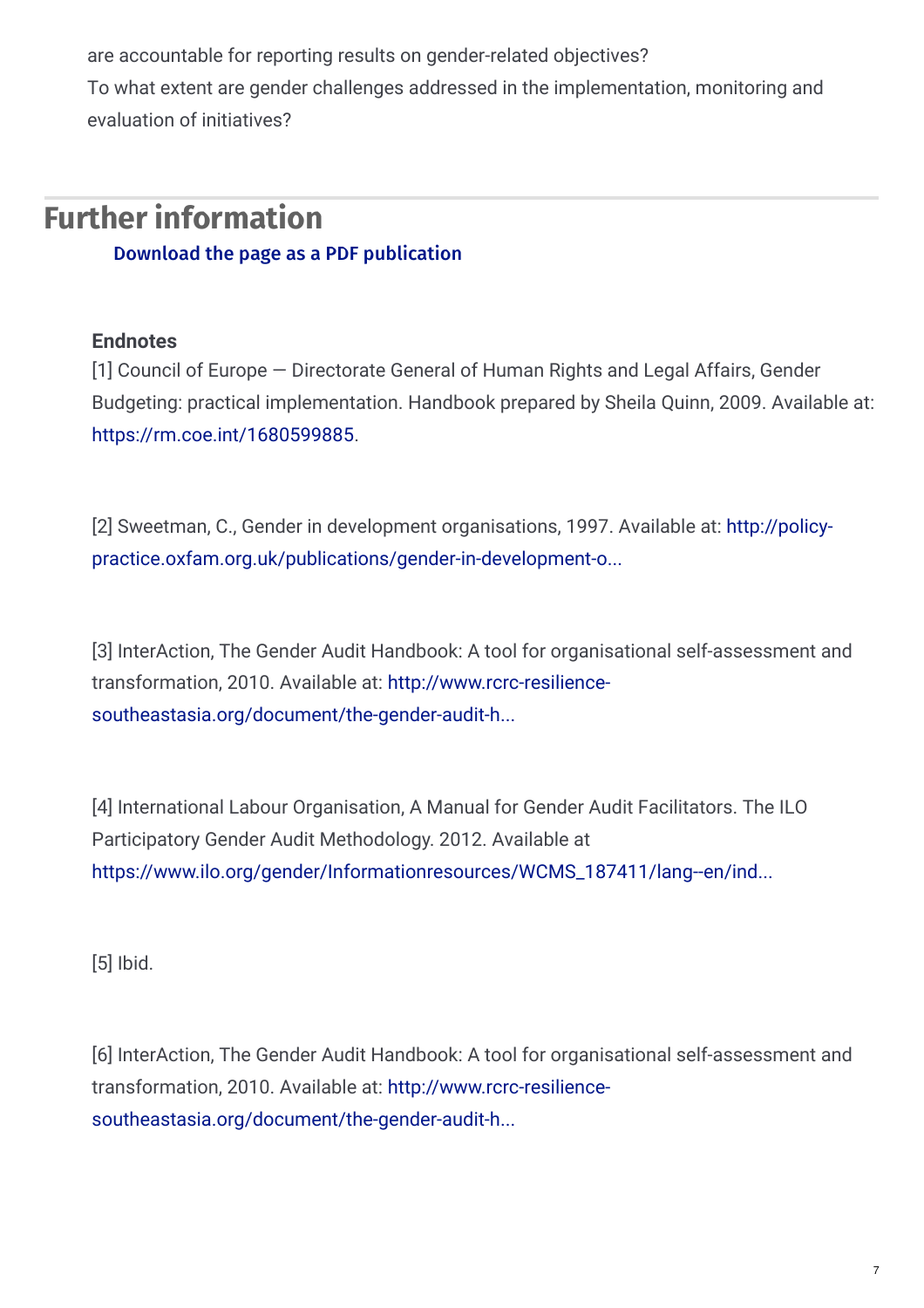are accountable for reporting results on gender-related objectives?

To what extent are gender challenges addressed in the implementation, monitoring and evaluation of initiatives?

## Further information

**Download the page as a PDF publication**

**Endnotes**

[1] Council of Europe — Directorate General of Human Rights and Legal Affairs, Gender Budgeting: practical implementation. Handbook prepared by Sheila Quinn, 2009. Available at: https://rm.coe.int/1680599885.

[2] Sweetman, C., Gender in development organisations, 1997. Available at: http://policy-practice.oxfam.org.uk/publications/gender-in-development-o...

[3] InterAction, The Gender Audit Handbook: A tool for organisational self-assessment and transformation, 2010. Available at: http://www.rcrc-resilience-southeastasia.org/document/the-gender-audit-h...

[4] International Labour Organisation, A Manual for Gender Audit Facilitators. The ILO Participatory Gender Audit Methodology. 2012. Available at https://www.ilo.org/gender/Informationresources/WCMS_187411/lang--en/ind...

[5] Ibid.

[6] InterAction, The Gender Audit Handbook: A tool for organisational self-assessment and transformation, 2010. Available at: http://www.rcrc-resilience-southeastasia.org/document/the-gender-audit-h...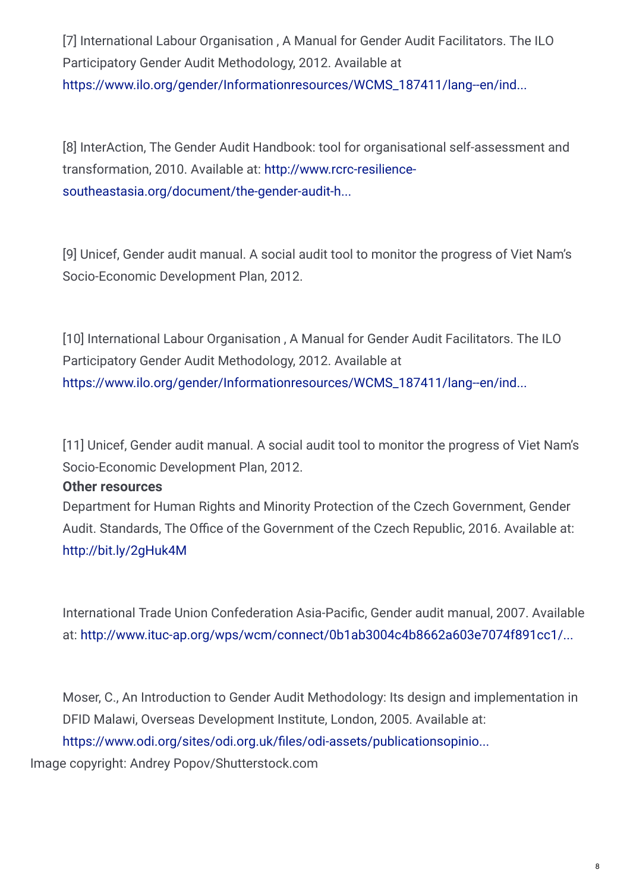[7] International Labour Organisation , A Manual for Gender Audit Facilitators. The ILO Participatory Gender Audit Methodology, 2012. Available at https://www.ilo.org/gender/Informationresources/WCMS_187411/lang--en/ind...

[8] InterAction, The Gender Audit Handbook: tool for organisational self-assessment and transformation, 2010. Available at: http://www.rcrc-resilience-southeastasia.org/document/the-gender-audit-h...

[9] Unicef, Gender audit manual. A social audit tool to monitor the progress of Viet Nam's Socio-Economic Development Plan, 2012.

[10] International Labour Organisation , A Manual for Gender Audit Facilitators. The ILO Participatory Gender Audit Methodology, 2012. Available at https://www.ilo.org/gender/Informationresources/WCMS_187411/lang--en/ind...

[11] Unicef, Gender audit manual. A social audit tool to monitor the progress of Viet Nam's Socio-Economic Development Plan, 2012.

**Other resources**

Department for Human Rights and Minority Protection of the Czech Government, Gender Audit. Standards, The Office of the Government of the Czech Republic, 2016. Available at: http://bit.ly/2gHuk4M

International Trade Union Confederation Asia-Pacific, Gender audit manual, 2007. Available at: http://www.ituc-ap.org/wps/wcm/connect/0b1ab3004c4b8662a603e7074f891cc1/...

Moser, C., An Introduction to Gender Audit Methodology: Its design and implementation in DFID Malawi, Overseas Development Institute, London, 2005. Available at: https://www.odi.org/sites/odi.org.uk/files/odi-assets/publicationsopinio...

Image copyright: Andrey Popov/Shutterstock.com